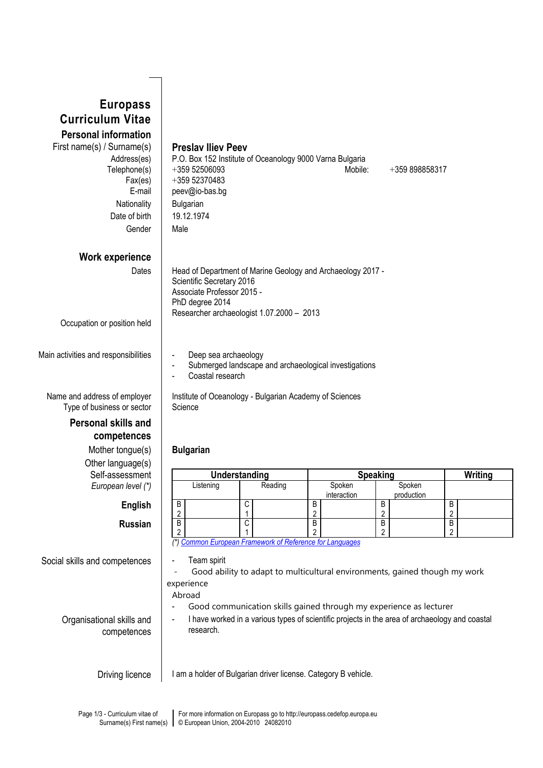# Europass Curriculum Vitae

## Personal information

First name(s) / Surname(s): **Preslav Iliev Peev**

Address(es): P.O. Box 152 Institute of Oceanology 9000 Varna Bulgaria

Telephone(s): +359 52506093 Mobile: +359 898858317

Fax(es): +359 52370483

E-mail: peev@io-bas.bg

Nationality: Bulgarian

Date of birth: 19.12.1974

Gender: Male

## Work experience

Dates:
Head of Department of Marine Geology and Archaeology 2017 -
Scientific Secretary 2016
Associate Professor 2015 -
PhD degree 2014
Researcher archaeologist 1.07.2000 – 2013

Occupation or position held

Main activities and responsibilities:

- Deep sea archaeology
- Submerged landscape and archaeological investigations
- Coastal research

Name and address of employer: Institute of Oceanology - Bulgarian Academy of Sciences

Type of business or sector: Science

## Personal skills and competences

Mother tongue(s): **Bulgarian**

Other language(s)

| Self-assessment *European level (\*)* | Understanding | | Speaking | | Writing |
|---|---|---|---|---|---|
| | Listening | Reading | Spoken interaction | Spoken production | |
| **English** | B2 | C1 | B2 | B2 | B2 |
| **Russian** | B2 | C1 | B2 | B2 | B2 |

*(\*) Common European Framework of Reference for Languages*

Social skills and competences:

- Team spirit
- Good ability to adapt to multicultural environments, gained though my work experience Abroad
- Good communication skills gained through my experience as lecturer

Organisational skills and competences:

- I have worked in a various types of scientific projects in the area of archaeology and coastal research.

Driving licence: I am a holder of Bulgarian driver license. Category B vehicle.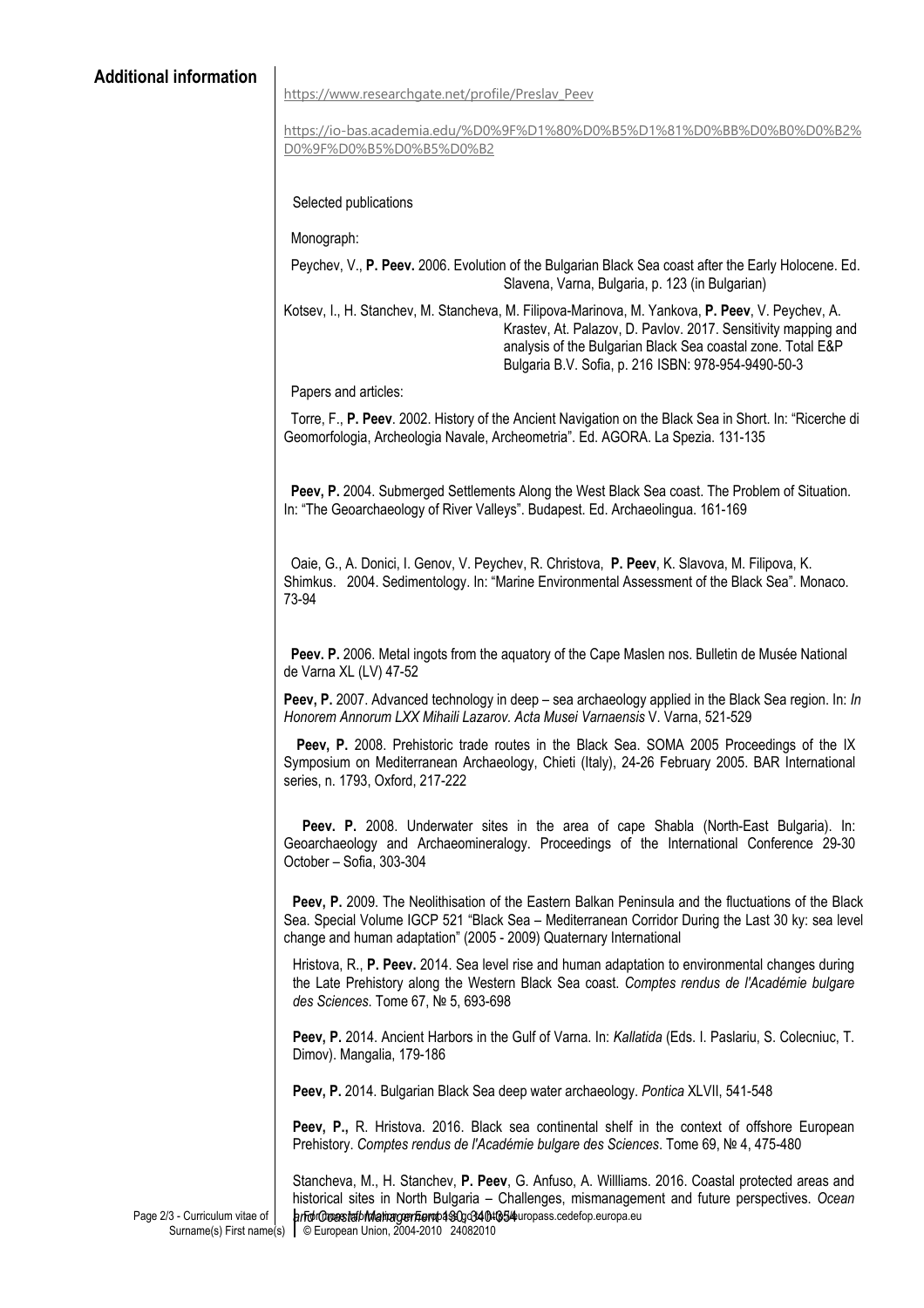## Additional information

https://www.researchgate.net/profile/Preslav_Peev

https://io-bas.academia.edu/%D0%9F%D1%80%D0%B5%D1%81%D0%BB%D0%B0%D0%B2%D0%9F%D0%B5%D0%B5%D0%B2

Selected publications

Monograph:

Peychev, V., **P. Peev.** 2006. Evolution of the Bulgarian Black Sea coast after the Early Holocene. Ed. Slavena, Varna, Bulgaria, p. 123 (in Bulgarian)

Kotsev, I., H. Stanchev, M. Stancheva, M. Filipova-Marinova, M. Yankova, **P. Peev**, V. Peychev, A. Krastev, At. Palazov, D. Pavlov. 2017. Sensitivity mapping and analysis of the Bulgarian Black Sea coastal zone. Total E&P Bulgaria B.V. Sofia, p. 216 ISBN: 978-954-9490-50-3

Papers and articles:

Torre, F., **P. Peev**. 2002. History of the Ancient Navigation on the Black Sea in Short. In: "Ricerche di Geomorfologia, Archeologia Navale, Archeometria". Ed. AGORA. La Spezia. 131-135

**Peev, P.** 2004. Submerged Settlements Along the West Black Sea coast. The Problem of Situation. In: "The Geoarchaeology of River Valleys". Budapest. Ed. Archaeolingua. 161-169

Oaie, G., A. Donici, I. Genov, V. Peychev, R. Christova, **P. Peev**, K. Slavova, M. Filipova, K. Shimkus. 2004. Sedimentology. In: "Marine Environmental Assessment of the Black Sea". Monaco. 73-94

**Peev. P.** 2006. Metal ingots from the aquatory of the Cape Maslen nos. Bulletin de Musée National de Varna XL (LV) 47-52

**Peev, P.** 2007. Advanced technology in deep – sea archaeology applied in the Black Sea region. In: *In Honorem Annorum LXX Mihaili Lazarov. Acta Musei Varnaensis* V. Varna, 521-529

**Peev, P.** 2008. Prehistoric trade routes in the Black Sea. SOMA 2005 Proceedings of the IX Symposium on Mediterranean Archaeology, Chieti (Italy), 24-26 February 2005. BAR International series, n. 1793, Oxford, 217-222

**Peev. P.** 2008. Underwater sites in the area of cape Shabla (North-East Bulgaria). In: Geoarchaeology and Archaeomineralogy. Proceedings of the International Conference 29-30 October – Sofia, 303-304

**Peev, P.** 2009. The Neolithisation of the Eastern Balkan Peninsula and the fluctuations of the Black Sea. Special Volume IGCP 521 "Black Sea – Mediterranean Corridor During the Last 30 ky: sea level change and human adaptation" (2005 - 2009) Quaternary International

Hristova, R., **P. Peev.** 2014. Sea level rise and human adaptation to environmental changes during the Late Prehistory along the Western Black Sea coast. *Comptes rendus de l'Académie bulgare des Sciences*. Tome 67, № 5, 693-698

**Peev, P.** 2014. Ancient Harbors in the Gulf of Varna. In: *Kallatida* (Eds. I. Paslariu, S. Colecniuc, T. Dimov). Mangalia, 179-186

**Peev, P.** 2014. Bulgarian Black Sea deep water archaeology. *Pontica* XLVII, 541-548

**Peev, P.,** R. Hristova. 2016. Black sea continental shelf in the context of offshore European Prehistory. *Comptes rendus de l'Académie bulgare des Sciences*. Tome 69, № 4, 475-480

Stancheva, M., H. Stanchev, **P. Peev**, G. Anfuso, A. Willliams. 2016. Coastal protected areas and historical sites in North Bulgaria – Challenges, mismanagement and future perspectives. *Ocean and Coastal Management* 130, 340-354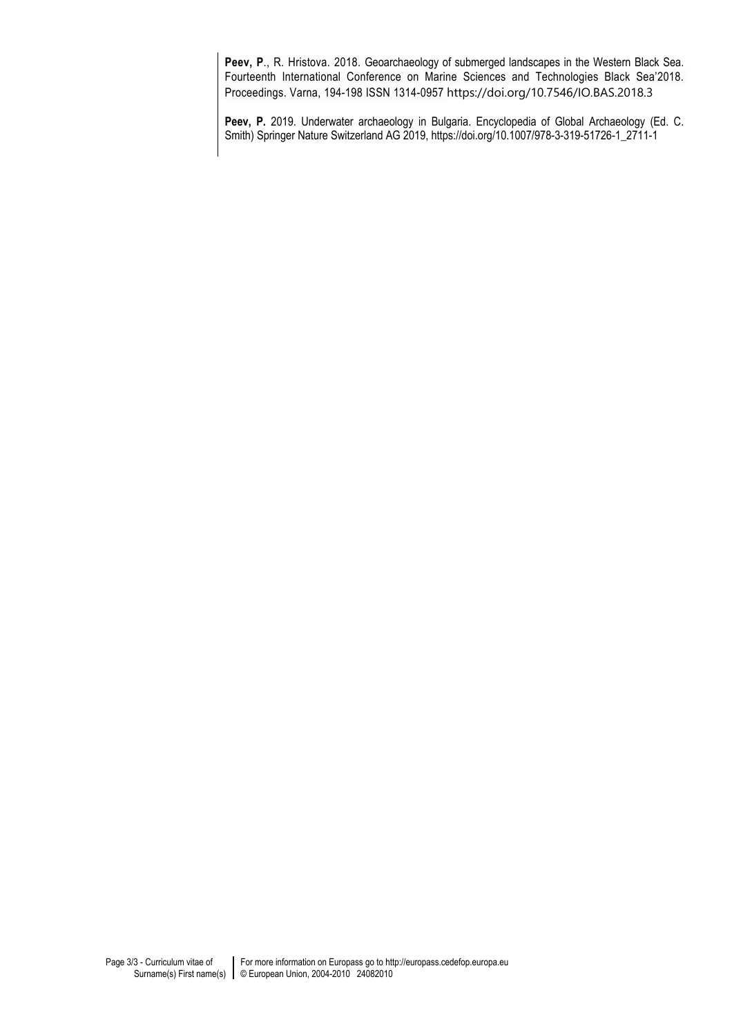**Peev, P**., R. Hristova. 2018. Geoarchaeology of submerged landscapes in the Western Black Sea. Fourteenth International Conference on Marine Sciences and Technologies Black Sea'2018. Proceedings. Varna, 194-198 ISSN 1314-0957 https://doi.org/10.7546/IO.BAS.2018.3

**Peev, P.** 2019. Underwater archaeology in Bulgaria. Encyclopedia of Global Archaeology (Ed. C. Smith) Springer Nature Switzerland AG 2019, https://doi.org/10.1007/978-3-319-51726-1_2711-1